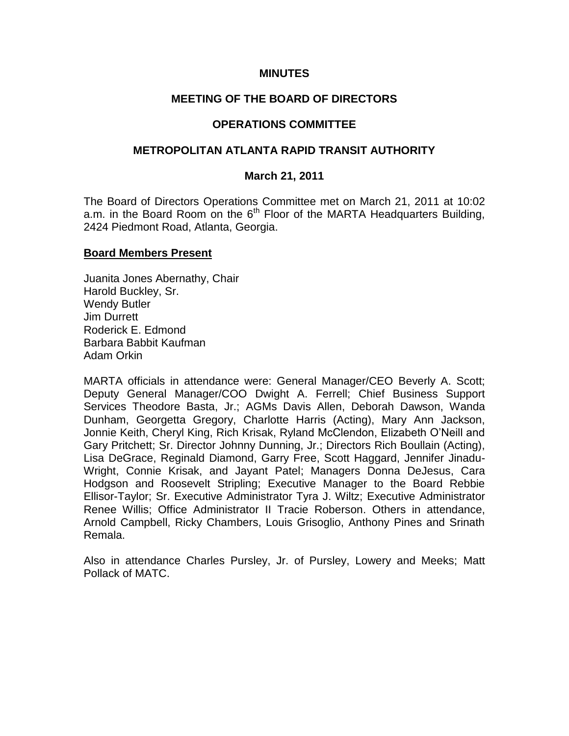**MINUTES**

**MEETING OF THE BOARD OF DIRECTORS**

**OPERATIONS COMMITTEE**

**METROPOLITAN ATLANTA RAPID TRANSIT AUTHORITY**

**March 21, 2011**

The Board of Directors Operations Committee met on March 21, 2011 at 10:02 a.m. in the Board Room on the 6th Floor of the MARTA Headquarters Building, 2424 Piedmont Road, Atlanta, Georgia.

**Board Members Present**

Juanita Jones Abernathy, Chair
Harold Buckley, Sr.
Wendy Butler
Jim Durrett
Roderick E. Edmond
Barbara Babbit Kaufman
Adam Orkin

MARTA officials in attendance were: General Manager/CEO Beverly A. Scott; Deputy General Manager/COO Dwight A. Ferrell; Chief Business Support Services Theodore Basta, Jr.; AGMs Davis Allen, Deborah Dawson, Wanda Dunham, Georgetta Gregory, Charlotte Harris (Acting), Mary Ann Jackson, Jonnie Keith, Cheryl King, Rich Krisak, Ryland McClendon, Elizabeth O'Neill and Gary Pritchett; Sr. Director Johnny Dunning, Jr.; Directors Rich Boullain (Acting), Lisa DeGrace, Reginald Diamond, Garry Free, Scott Haggard, Jennifer Jinadu-Wright, Connie Krisak, and Jayant Patel; Managers Donna DeJesus, Cara Hodgson and Roosevelt Stripling; Executive Manager to the Board Rebbie Ellisor-Taylor; Sr. Executive Administrator Tyra J. Wiltz; Executive Administrator Renee Willis; Office Administrator II Tracie Roberson. Others in attendance, Arnold Campbell, Ricky Chambers, Louis Grisoglio, Anthony Pines and Srinath Remala.

Also in attendance Charles Pursley, Jr. of Pursley, Lowery and Meeks; Matt Pollack of MATC.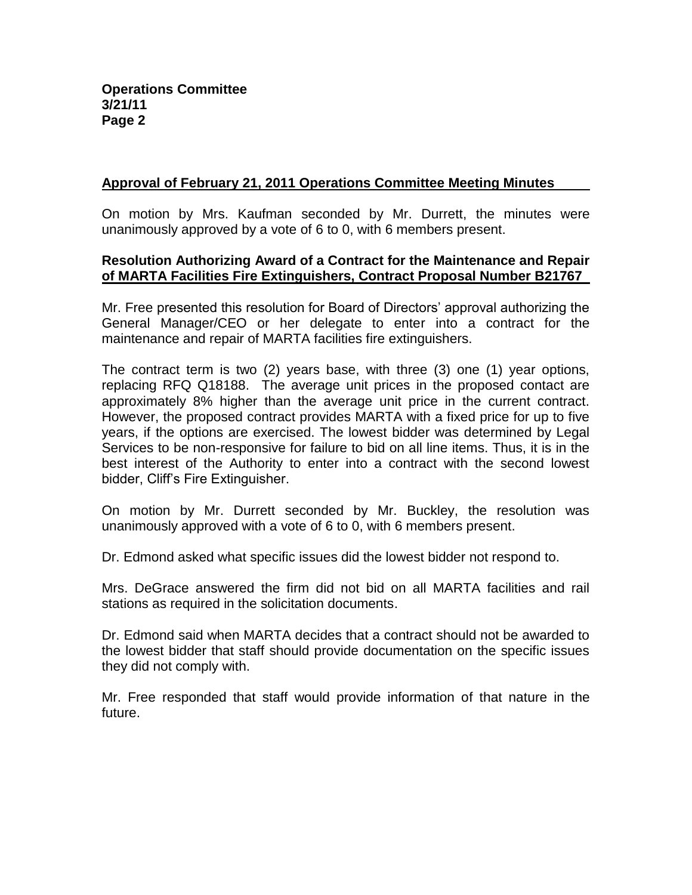## Approval of February 21, 2011 Operations Committee Meeting Minutes

On motion by Mrs. Kaufman seconded by Mr. Durrett, the minutes were unanimously approved by a vote of 6 to 0, with 6 members present.

## Resolution Authorizing Award of a Contract for the Maintenance and Repair of MARTA Facilities Fire Extinguishers, Contract Proposal Number B21767

Mr. Free presented this resolution for Board of Directors' approval authorizing the General Manager/CEO or her delegate to enter into a contract for the maintenance and repair of MARTA facilities fire extinguishers.

The contract term is two (2) years base, with three (3) one (1) year options, replacing RFQ Q18188. The average unit prices in the proposed contact are approximately 8% higher than the average unit price in the current contract. However, the proposed contract provides MARTA with a fixed price for up to five years, if the options are exercised. The lowest bidder was determined by Legal Services to be non-responsive for failure to bid on all line items. Thus, it is in the best interest of the Authority to enter into a contract with the second lowest bidder, Cliff's Fire Extinguisher.

On motion by Mr. Durrett seconded by Mr. Buckley, the resolution was unanimously approved with a vote of 6 to 0, with 6 members present.

Dr. Edmond asked what specific issues did the lowest bidder not respond to.

Mrs. DeGrace answered the firm did not bid on all MARTA facilities and rail stations as required in the solicitation documents.

Dr. Edmond said when MARTA decides that a contract should not be awarded to the lowest bidder that staff should provide documentation on the specific issues they did not comply with.

Mr. Free responded that staff would provide information of that nature in the future.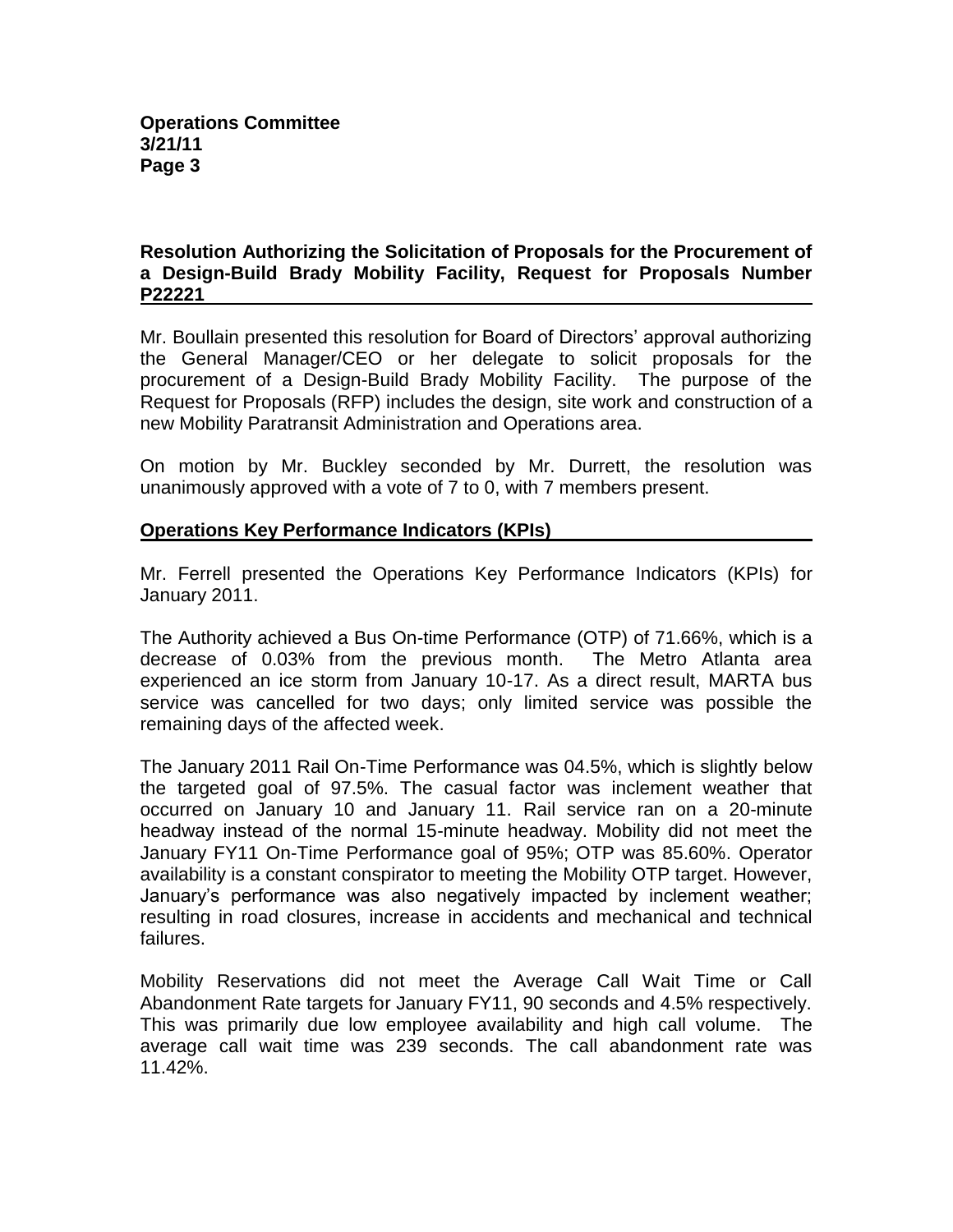**Operations Committee**
**3/21/11**

### Resolution Authorizing the Solicitation of Proposals for the Procurement of a Design-Build Brady Mobility Facility, Request for Proposals Number P22221

Mr. Boullain presented this resolution for Board of Directors' approval authorizing the General Manager/CEO or her delegate to solicit proposals for the procurement of a Design-Build Brady Mobility Facility. The purpose of the Request for Proposals (RFP) includes the design, site work and construction of a new Mobility Paratransit Administration and Operations area.

On motion by Mr. Buckley seconded by Mr. Durrett, the resolution was unanimously approved with a vote of 7 to 0, with 7 members present.

### Operations Key Performance Indicators (KPIs)

Mr. Ferrell presented the Operations Key Performance Indicators (KPIs) for January 2011.

The Authority achieved a Bus On-time Performance (OTP) of 71.66%, which is a decrease of 0.03% from the previous month. The Metro Atlanta area experienced an ice storm from January 10-17. As a direct result, MARTA bus service was cancelled for two days; only limited service was possible the remaining days of the affected week.

The January 2011 Rail On-Time Performance was 04.5%, which is slightly below the targeted goal of 97.5%. The casual factor was inclement weather that occurred on January 10 and January 11. Rail service ran on a 20-minute headway instead of the normal 15-minute headway. Mobility did not meet the January FY11 On-Time Performance goal of 95%; OTP was 85.60%. Operator availability is a constant conspirator to meeting the Mobility OTP target. However, January's performance was also negatively impacted by inclement weather; resulting in road closures, increase in accidents and mechanical and technical failures.

Mobility Reservations did not meet the Average Call Wait Time or Call Abandonment Rate targets for January FY11, 90 seconds and 4.5% respectively. This was primarily due low employee availability and high call volume. The average call wait time was 239 seconds. The call abandonment rate was 11.42%.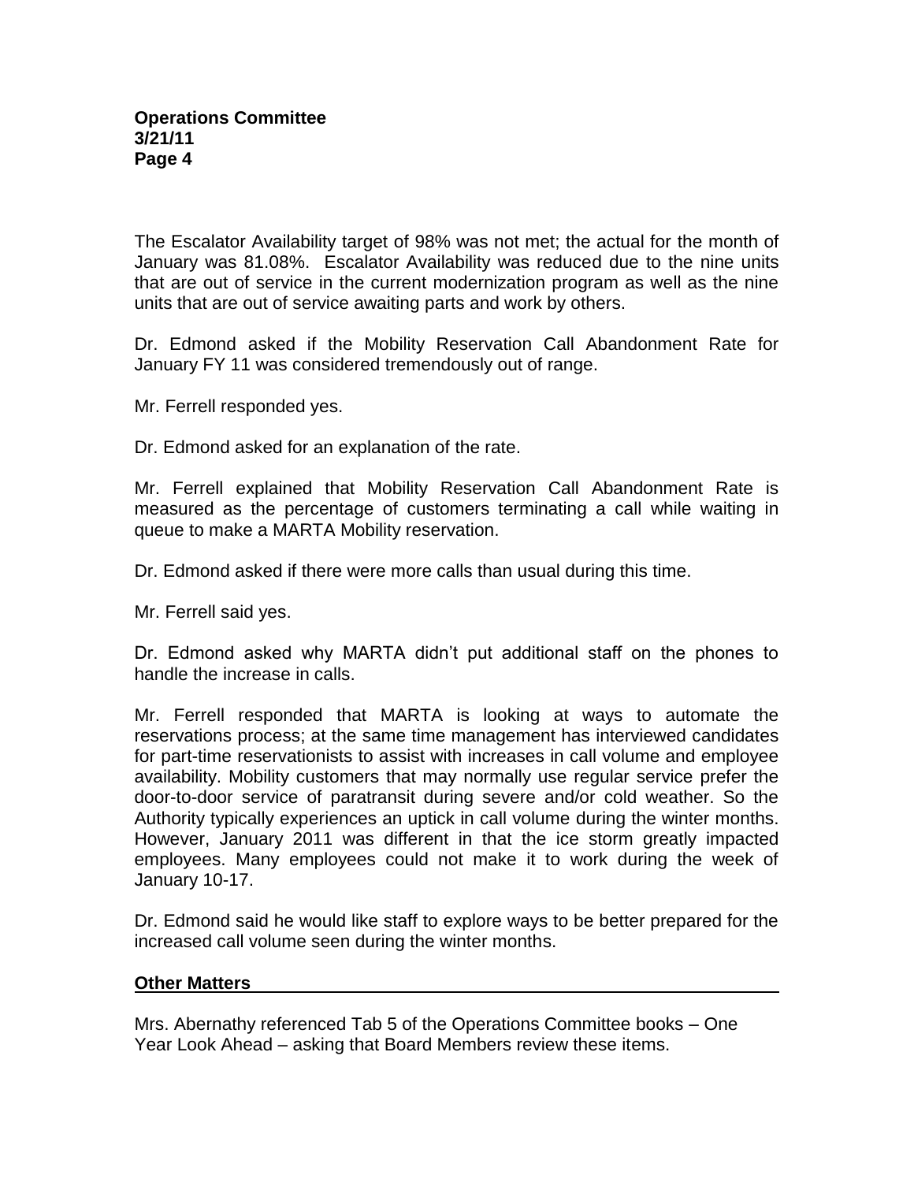The Escalator Availability target of 98% was not met; the actual for the month of January was 81.08%. Escalator Availability was reduced due to the nine units that are out of service in the current modernization program as well as the nine units that are out of service awaiting parts and work by others.

Dr. Edmond asked if the Mobility Reservation Call Abandonment Rate for January FY 11 was considered tremendously out of range.

Mr. Ferrell responded yes.

Dr. Edmond asked for an explanation of the rate.

Mr. Ferrell explained that Mobility Reservation Call Abandonment Rate is measured as the percentage of customers terminating a call while waiting in queue to make a MARTA Mobility reservation.

Dr. Edmond asked if there were more calls than usual during this time.

Mr. Ferrell said yes.

Dr. Edmond asked why MARTA didn't put additional staff on the phones to handle the increase in calls.

Mr. Ferrell responded that MARTA is looking at ways to automate the reservations process; at the same time management has interviewed candidates for part-time reservationists to assist with increases in call volume and employee availability. Mobility customers that may normally use regular service prefer the door-to-door service of paratransit during severe and/or cold weather. So the Authority typically experiences an uptick in call volume during the winter months. However, January 2011 was different in that the ice storm greatly impacted employees. Many employees could not make it to work during the week of January 10-17.

Dr. Edmond said he would like staff to explore ways to be better prepared for the increased call volume seen during the winter months.

## Other Matters

Mrs. Abernathy referenced Tab 5 of the Operations Committee books – One Year Look Ahead – asking that Board Members review these items.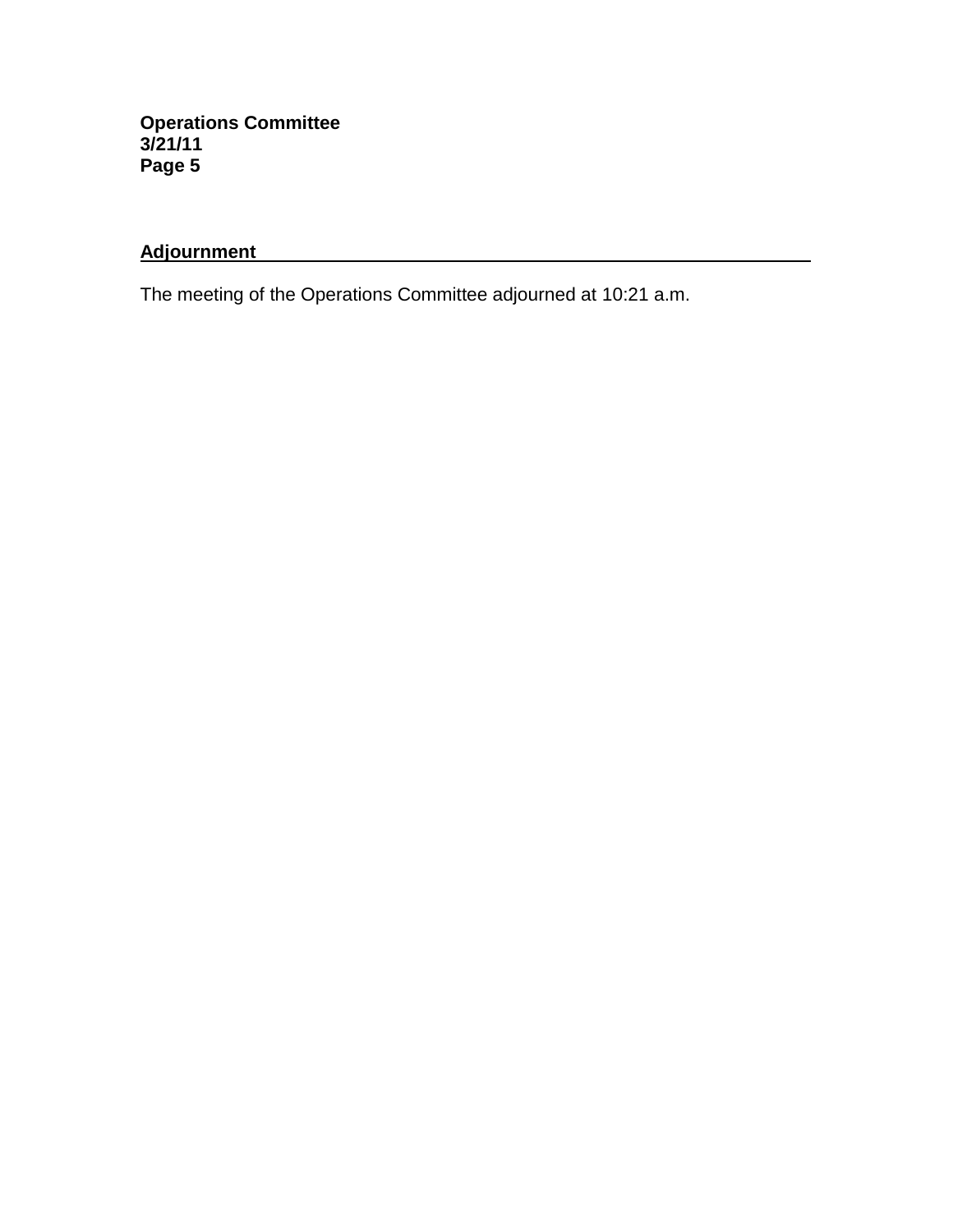## Adjournment

The meeting of the Operations Committee adjourned at 10:21 a.m.